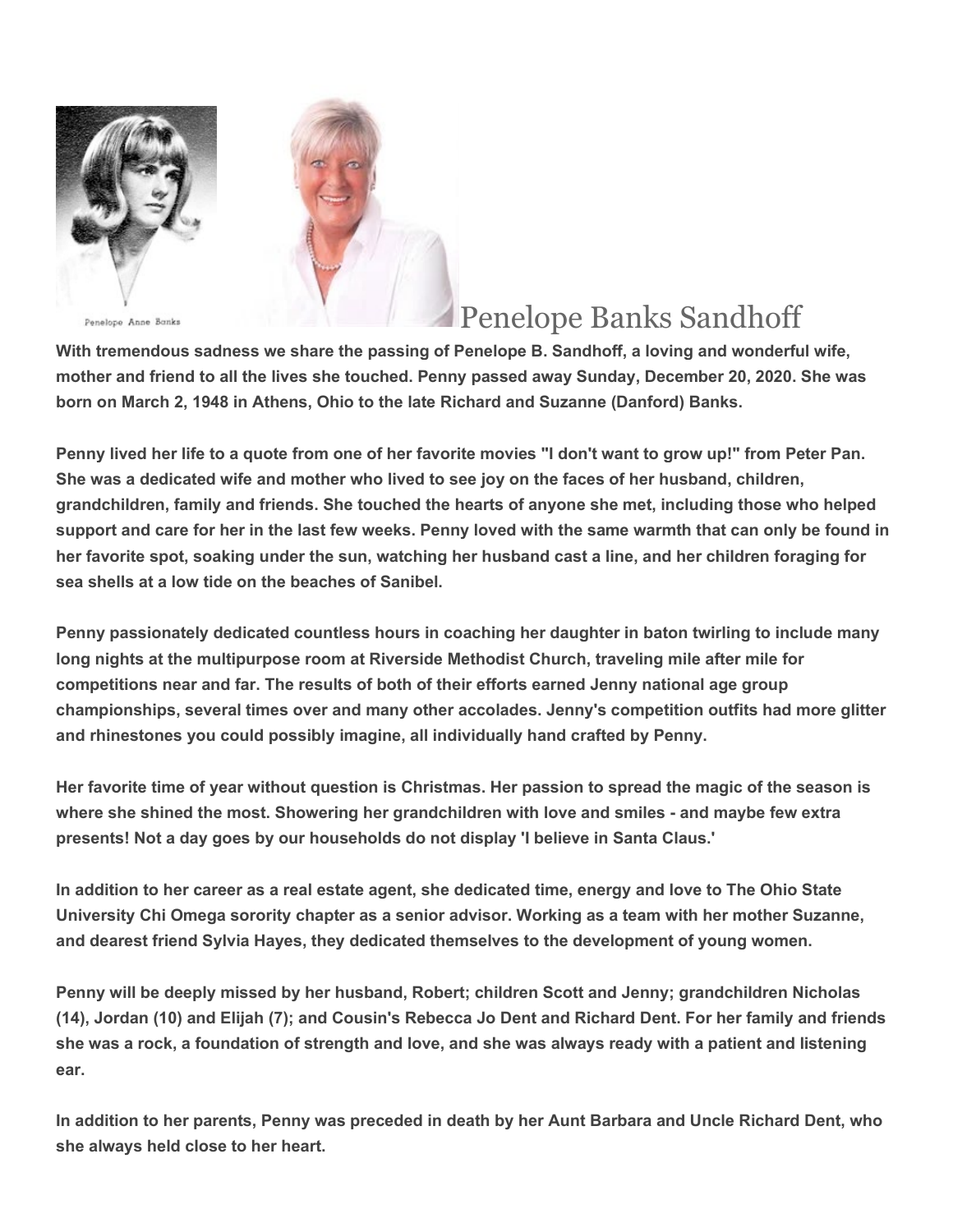Penelope Anne Banks

# Penelope Banks Sandhoff

**With tremendous sadness we share the passing of Penelope B. Sandhoff, a loving and wonderful wife, mother and friend to all the lives she touched. Penny passed away Sunday, December 20, 2020. She was born on March 2, 1948 in Athens, Ohio to the late Richard and Suzanne (Danford) Banks.**

**Penny lived her life to a quote from one of her favorite movies "I don't want to grow up!" from Peter Pan. She was a dedicated wife and mother who lived to see joy on the faces of her husband, children, grandchildren, family and friends. She touched the hearts of anyone she met, including those who helped support and care for her in the last few weeks. Penny loved with the same warmth that can only be found in her favorite spot, soaking under the sun, watching her husband cast a line, and her children foraging for sea shells at a low tide on the beaches of Sanibel.**

**Penny passionately dedicated countless hours in coaching her daughter in baton twirling to include many long nights at the multipurpose room at Riverside Methodist Church, traveling mile after mile for competitions near and far. The results of both of their efforts earned Jenny national age group championships, several times over and many other accolades. Jenny's competition outfits had more glitter and rhinestones you could possibly imagine, all individually hand crafted by Penny.**

**Her favorite time of year without question is Christmas. Her passion to spread the magic of the season is where she shined the most. Showering her grandchildren with love and smiles - and maybe few extra presents! Not a day goes by our households do not display 'I believe in Santa Claus.'**

**In addition to her career as a real estate agent, she dedicated time, energy and love to The Ohio State University Chi Omega sorority chapter as a senior advisor. Working as a team with her mother Suzanne, and dearest friend Sylvia Hayes, they dedicated themselves to the development of young women.**

**Penny will be deeply missed by her husband, Robert; children Scott and Jenny; grandchildren Nicholas (14), Jordan (10) and Elijah (7); and Cousin's Rebecca Jo Dent and Richard Dent. For her family and friends she was a rock, a foundation of strength and love, and she was always ready with a patient and listening ear.**

**In addition to her parents, Penny was preceded in death by her Aunt Barbara and Uncle Richard Dent, who she always held close to her heart.**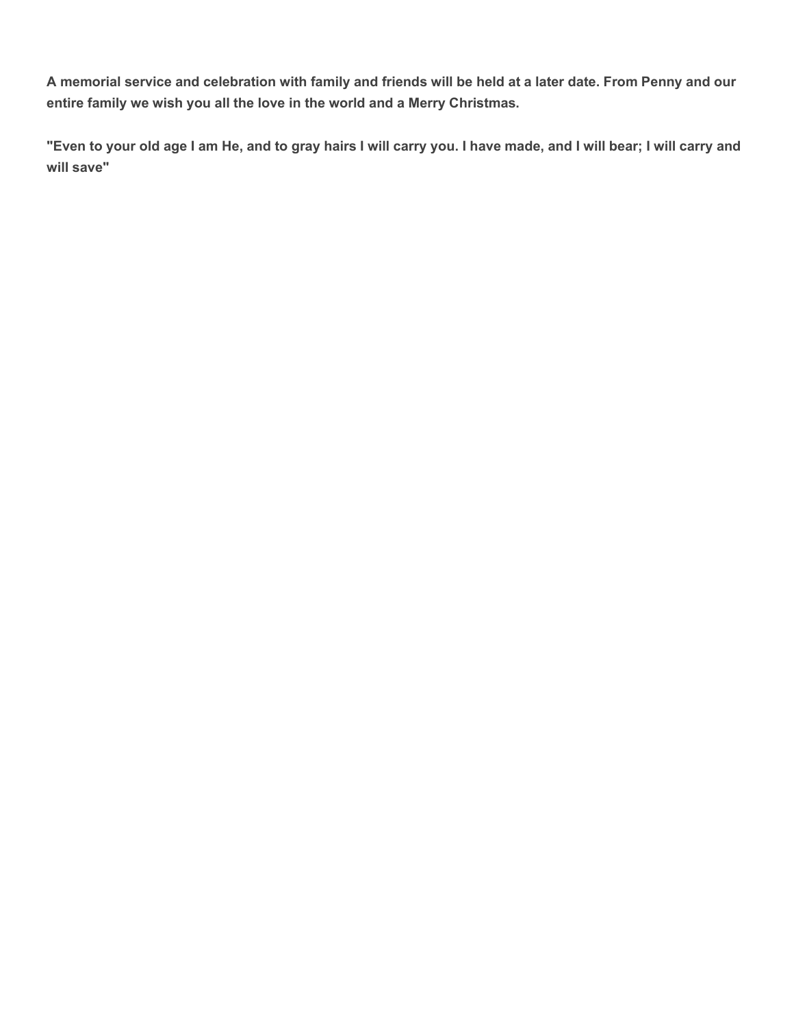**A memorial service and celebration with family and friends will be held at a later date. From Penny and our entire family we wish you all the love in the world and a Merry Christmas.**

**"Even to your old age I am He, and to gray hairs I will carry you. I have made, and I will bear; I will carry and will save"**